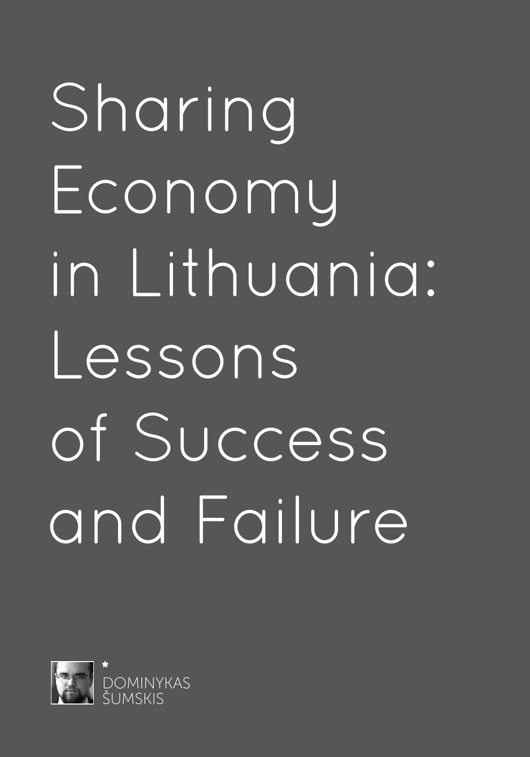# Sharing Economy in Lithuania: Lessons of Success and Failure

*
DOMINYKAS ŠUMSKIS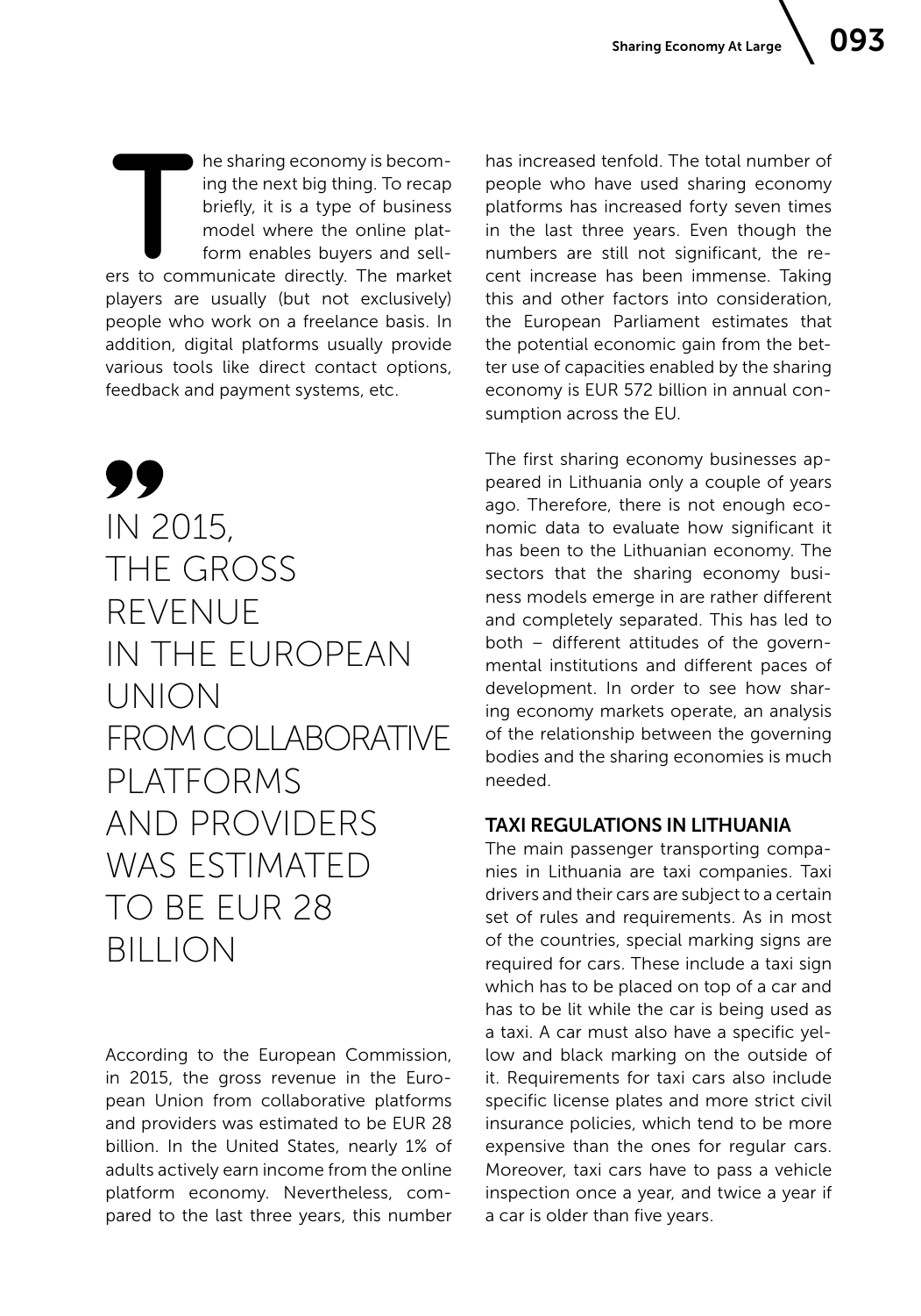The sharing economy is becoming the next big thing. To recap briefly, it is a type of business model where the online platform enables buyers and sellers to communicate directly. The market players are usually (but not exclusively) people who work on a freelance basis. In addition, digital platforms usually provide various tools like direct contact options, feedback and payment systems, etc.

> IN 2015, THE GROSS REVENUE IN THE EUROPEAN UNION FROM COLLABORATIVE PLATFORMS AND PROVIDERS WAS ESTIMATED TO BE EUR 28 BILLION

According to the European Commission, in 2015, the gross revenue in the European Union from collaborative platforms and providers was estimated to be EUR 28 billion. In the United States, nearly 1% of adults actively earn income from the online platform economy. Nevertheless, compared to the last three years, this number has increased tenfold. The total number of people who have used sharing economy platforms has increased forty seven times in the last three years. Even though the numbers are still not significant, the recent increase has been immense. Taking this and other factors into consideration, the European Parliament estimates that the potential economic gain from the better use of capacities enabled by the sharing economy is EUR 572 billion in annual consumption across the EU.

The first sharing economy businesses appeared in Lithuania only a couple of years ago. Therefore, there is not enough economic data to evaluate how significant it has been to the Lithuanian economy. The sectors that the sharing economy business models emerge in are rather different and completely separated. This has led to both – different attitudes of the governmental institutions and different paces of development. In order to see how sharing economy markets operate, an analysis of the relationship between the governing bodies and the sharing economies is much needed.

## TAXI REGULATIONS IN LITHUANIA

The main passenger transporting companies in Lithuania are taxi companies. Taxi drivers and their cars are subject to a certain set of rules and requirements. As in most of the countries, special marking signs are required for cars. These include a taxi sign which has to be placed on top of a car and has to be lit while the car is being used as a taxi. A car must also have a specific yellow and black marking on the outside of it. Requirements for taxi cars also include specific license plates and more strict civil insurance policies, which tend to be more expensive than the ones for regular cars. Moreover, taxi cars have to pass a vehicle inspection once a year, and twice a year if a car is older than five years.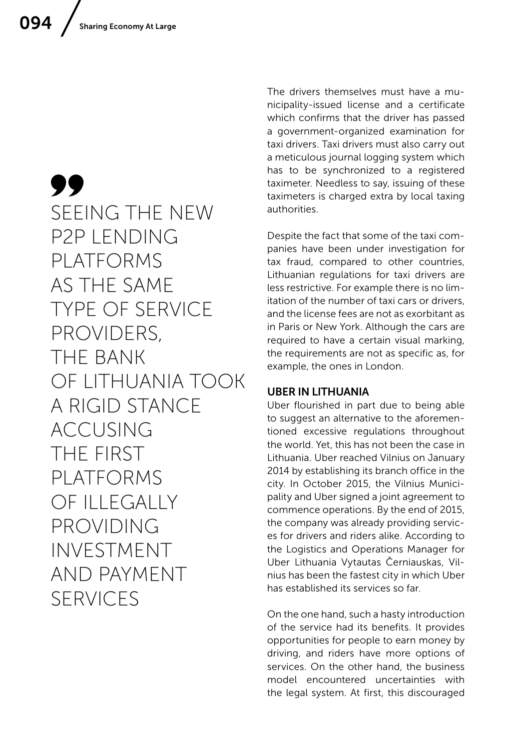> SEEING THE NEW P2P LENDING PLATFORMS AS THE SAME TYPE OF SERVICE PROVIDERS, THE BANK OF LITHUANIA TOOK A RIGID STANCE ACCUSING THE FIRST PLATFORMS OF ILLEGALLY PROVIDING INVESTMENT AND PAYMENT SERVICES

The drivers themselves must have a municipality-issued license and a certificate which confirms that the driver has passed a government-organized examination for taxi drivers. Taxi drivers must also carry out a meticulous journal logging system which has to be synchronized to a registered taximeter. Needless to say, issuing of these taximeters is charged extra by local taxing authorities.

Despite the fact that some of the taxi companies have been under investigation for tax fraud, compared to other countries, Lithuanian regulations for taxi drivers are less restrictive. For example there is no limitation of the number of taxi cars or drivers, and the license fees are not as exorbitant as in Paris or New York. Although the cars are required to have a certain visual marking, the requirements are not as specific as, for example, the ones in London.

### UBER IN LITHUANIA

Uber flourished in part due to being able to suggest an alternative to the aforementioned excessive regulations throughout the world. Yet, this has not been the case in Lithuania. Uber reached Vilnius on January 2014 by establishing its branch office in the city. In October 2015, the Vilnius Municipality and Uber signed a joint agreement to commence operations. By the end of 2015, the company was already providing services for drivers and riders alike. According to the Logistics and Operations Manager for Uber Lithuania Vytautas Černiauskas, Vilnius has been the fastest city in which Uber has established its services so far.

On the one hand, such a hasty introduction of the service had its benefits. It provides opportunities for people to earn money by driving, and riders have more options of services. On the other hand, the business model encountered uncertainties with the legal system. At first, this discouraged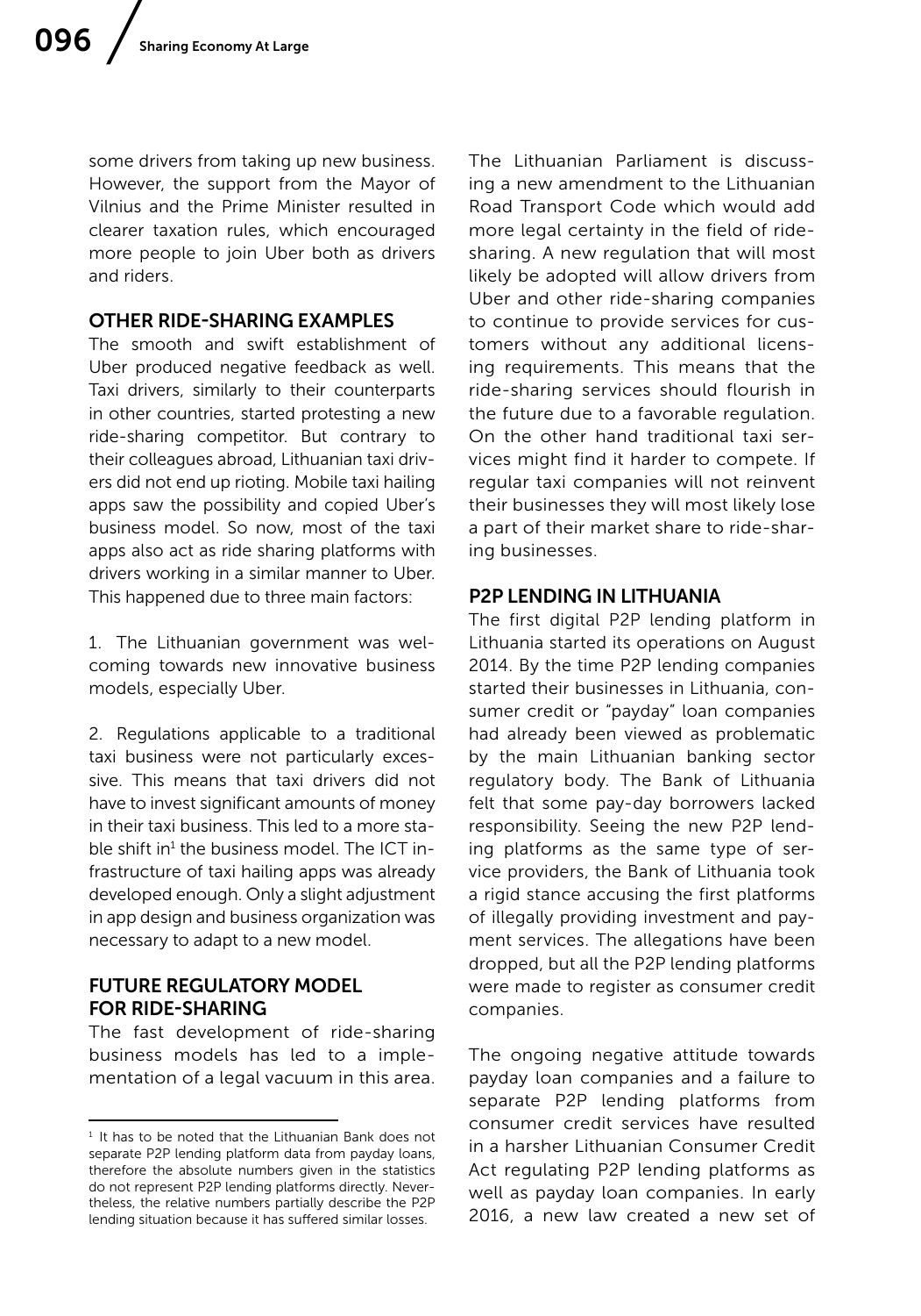some drivers from taking up new business. However, the support from the Mayor of Vilnius and the Prime Minister resulted in clearer taxation rules, which encouraged more people to join Uber both as drivers and riders.

## OTHER RIDE-SHARING EXAMPLES

The smooth and swift establishment of Uber produced negative feedback as well. Taxi drivers, similarly to their counterparts in other countries, started protesting a new ride-sharing competitor. But contrary to their colleagues abroad, Lithuanian taxi drivers did not end up rioting. Mobile taxi hailing apps saw the possibility and copied Uber's business model. So now, most of the taxi apps also act as ride sharing platforms with drivers working in a similar manner to Uber. This happened due to three main factors:

1. The Lithuanian government was welcoming towards new innovative business models, especially Uber.

2. Regulations applicable to a traditional taxi business were not particularly excessive. This means that taxi drivers did not have to invest significant amounts of money in their taxi business. This led to a more stable shift in[1] the business model. The ICT infrastructure of taxi hailing apps was already developed enough. Only a slight adjustment in app design and business organization was necessary to adapt to a new model.

## FUTURE REGULATORY MODEL FOR RIDE-SHARING

The fast development of ride-sharing business models has led to a implementation of a legal vacuum in this area. The Lithuanian Parliament is discussing a new amendment to the Lithuanian Road Transport Code which would add more legal certainty in the field of ride-sharing. A new regulation that will most likely be adopted will allow drivers from Uber and other ride-sharing companies to continue to provide services for customers without any additional licensing requirements. This means that the ride-sharing services should flourish in the future due to a favorable regulation. On the other hand traditional taxi services might find it harder to compete. If regular taxi companies will not reinvent their businesses they will most likely lose a part of their market share to ride-sharing businesses.

## P2P LENDING IN LITHUANIA

The first digital P2P lending platform in Lithuania started its operations on August 2014. By the time P2P lending companies started their businesses in Lithuania, consumer credit or "payday" loan companies had already been viewed as problematic by the main Lithuanian banking sector regulatory body. The Bank of Lithuania felt that some pay-day borrowers lacked responsibility. Seeing the new P2P lending platforms as the same type of service providers, the Bank of Lithuania took a rigid stance accusing the first platforms of illegally providing investment and payment services. The allegations have been dropped, but all the P2P lending platforms were made to register as consumer credit companies.

The ongoing negative attitude towards payday loan companies and a failure to separate P2P lending platforms from consumer credit services have resulted in a harsher Lithuanian Consumer Credit Act regulating P2P lending platforms as well as payday loan companies. In early 2016, a new law created a new set of

---

[1] It has to be noted that the Lithuanian Bank does not separate P2P lending platform data from payday loans, therefore the absolute numbers given in the statistics do not represent P2P lending platforms directly. Nevertheless, the relative numbers partially describe the P2P lending situation because it has suffered similar losses.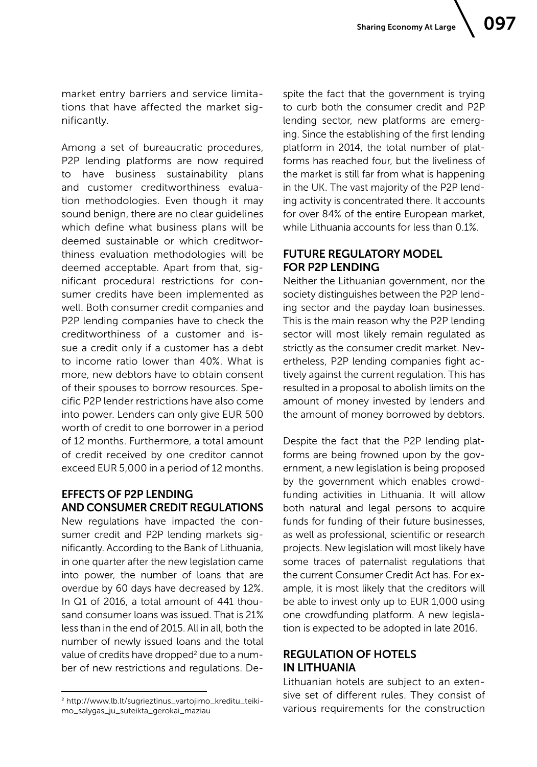market entry barriers and service limitations that have affected the market significantly.

Among a set of bureaucratic procedures, P2P lending platforms are now required to have business sustainability plans and customer creditworthiness evaluation methodologies. Even though it may sound benign, there are no clear guidelines which define what business plans will be deemed sustainable or which creditworthiness evaluation methodologies will be deemed acceptable. Apart from that, significant procedural restrictions for consumer credits have been implemented as well. Both consumer credit companies and P2P lending companies have to check the creditworthiness of a customer and issue a credit only if a customer has a debt to income ratio lower than 40%. What is more, new debtors have to obtain consent of their spouses to borrow resources. Specific P2P lender restrictions have also come into power. Lenders can only give EUR 500 worth of credit to one borrower in a period of 12 months. Furthermore, a total amount of credit received by one creditor cannot exceed EUR 5,000 in a period of 12 months.

## EFFECTS OF P2P LENDING AND CONSUMER CREDIT REGULATIONS

New regulations have impacted the consumer credit and P2P lending markets significantly. According to the Bank of Lithuania, in one quarter after the new legislation came into power, the number of loans that are overdue by 60 days have decreased by 12%. In Q1 of 2016, a total amount of 441 thousand consumer loans was issued. That is 21% less than in the end of 2015. All in all, both the number of newly issued loans and the total value of credits have dropped[2] due to a number of new restrictions and regulations. Despite the fact that the government is trying to curb both the consumer credit and P2P lending sector, new platforms are emerging. Since the establishing of the first lending platform in 2014, the total number of platforms has reached four, but the liveliness of the market is still far from what is happening in the UK. The vast majority of the P2P lending activity is concentrated there. It accounts for over 84% of the entire European market, while Lithuania accounts for less than 0.1%.

## FUTURE REGULATORY MODEL FOR P2P LENDING

Neither the Lithuanian government, nor the society distinguishes between the P2P lending sector and the payday loan businesses. This is the main reason why the P2P lending sector will most likely remain regulated as strictly as the consumer credit market. Nevertheless, P2P lending companies fight actively against the current regulation. This has resulted in a proposal to abolish limits on the amount of money invested by lenders and the amount of money borrowed by debtors.

Despite the fact that the P2P lending platforms are being frowned upon by the government, a new legislation is being proposed by the government which enables crowdfunding activities in Lithuania. It will allow both natural and legal persons to acquire funds for funding of their future businesses, as well as professional, scientific or research projects. New legislation will most likely have some traces of paternalist regulations that the current Consumer Credit Act has. For example, it is most likely that the creditors will be able to invest only up to EUR 1,000 using one crowdfunding platform. A new legislation is expected to be adopted in late 2016.

## REGULATION OF HOTELS IN LITHUANIA

Lithuanian hotels are subject to an extensive set of different rules. They consist of various requirements for the construction

---

[2] http://www.lb.lt/sugrieztinus_vartojimo_kreditu_teikimo_salygas_ju_suteikta_gerokai_maziau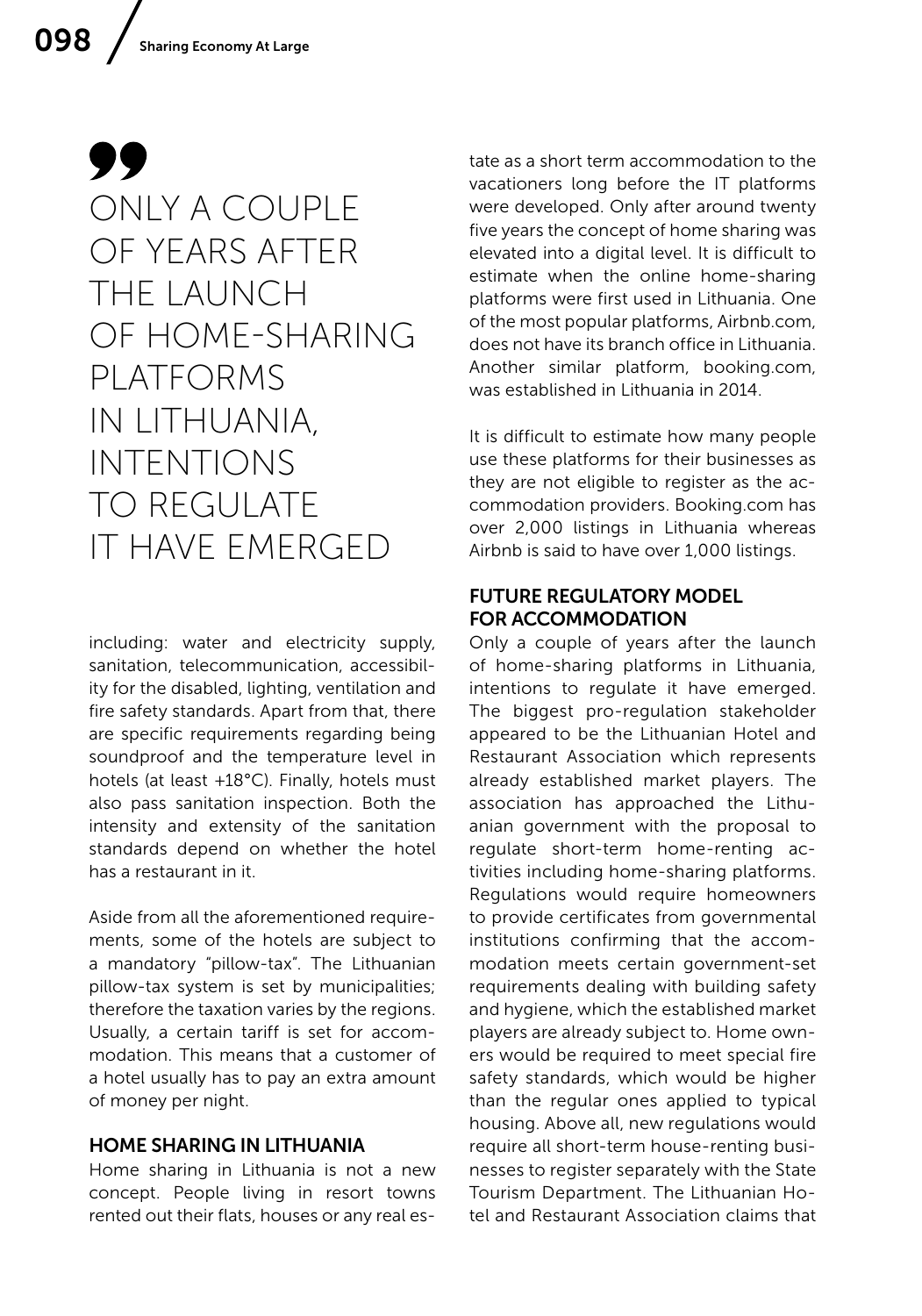> ONLY A COUPLE OF YEARS AFTER THE LAUNCH OF HOME-SHARING PLATFORMS IN LITHUANIA, INTENTIONS TO REGULATE IT HAVE EMERGED

including: water and electricity supply, sanitation, telecommunication, accessibility for the disabled, lighting, ventilation and fire safety standards. Apart from that, there are specific requirements regarding being soundproof and the temperature level in hotels (at least +18°C). Finally, hotels must also pass sanitation inspection. Both the intensity and extensity of the sanitation standards depend on whether the hotel has a restaurant in it.

Aside from all the aforementioned requirements, some of the hotels are subject to a mandatory "pillow-tax". The Lithuanian pillow-tax system is set by municipalities; therefore the taxation varies by the regions. Usually, a certain tariff is set for accommodation. This means that a customer of a hotel usually has to pay an extra amount of money per night.

## HOME SHARING IN LITHUANIA

Home sharing in Lithuania is not a new concept. People living in resort towns rented out their flats, houses or any real estate as a short term accommodation to the vacationers long before the IT platforms were developed. Only after around twenty five years the concept of home sharing was elevated into a digital level. It is difficult to estimate when the online home-sharing platforms were first used in Lithuania. One of the most popular platforms, Airbnb.com, does not have its branch office in Lithuania. Another similar platform, booking.com, was established in Lithuania in 2014.

It is difficult to estimate how many people use these platforms for their businesses as they are not eligible to register as the accommodation providers. Booking.com has over 2,000 listings in Lithuania whereas Airbnb is said to have over 1,000 listings.

## FUTURE REGULATORY MODEL FOR ACCOMMODATION

Only a couple of years after the launch of home-sharing platforms in Lithuania, intentions to regulate it have emerged. The biggest pro-regulation stakeholder appeared to be the Lithuanian Hotel and Restaurant Association which represents already established market players. The association has approached the Lithuanian government with the proposal to regulate short-term home-renting activities including home-sharing platforms. Regulations would require homeowners to provide certificates from governmental institutions confirming that the accommodation meets certain government-set requirements dealing with building safety and hygiene, which the established market players are already subject to. Home owners would be required to meet special fire safety standards, which would be higher than the regular ones applied to typical housing. Above all, new regulations would require all short-term house-renting businesses to register separately with the State Tourism Department. The Lithuanian Hotel and Restaurant Association claims that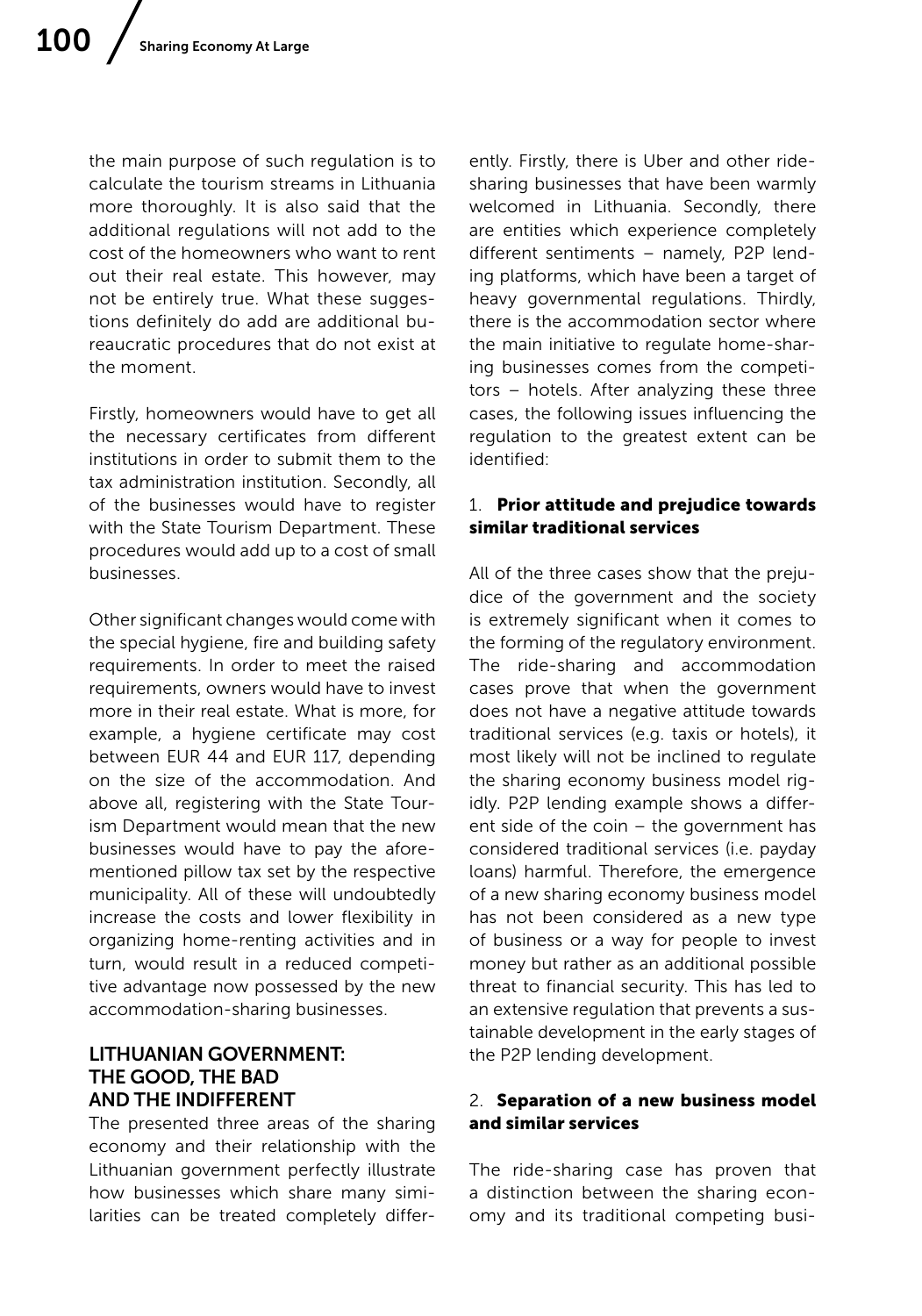the main purpose of such regulation is to calculate the tourism streams in Lithuania more thoroughly. It is also said that the additional regulations will not add to the cost of the homeowners who want to rent out their real estate. This however, may not be entirely true. What these suggestions definitely do add are additional bureaucratic procedures that do not exist at the moment.

Firstly, homeowners would have to get all the necessary certificates from different institutions in order to submit them to the tax administration institution. Secondly, all of the businesses would have to register with the State Tourism Department. These procedures would add up to a cost of small businesses.

Other significant changes would come with the special hygiene, fire and building safety requirements. In order to meet the raised requirements, owners would have to invest more in their real estate. What is more, for example, a hygiene certificate may cost between EUR 44 and EUR 117, depending on the size of the accommodation. And above all, registering with the State Tourism Department would mean that the new businesses would have to pay the aforementioned pillow tax set by the respective municipality. All of these will undoubtedly increase the costs and lower flexibility in organizing home-renting activities and in turn, would result in a reduced competitive advantage now possessed by the new accommodation-sharing businesses.

## LITHUANIAN GOVERNMENT: THE GOOD, THE BAD AND THE INDIFFERENT

The presented three areas of the sharing economy and their relationship with the Lithuanian government perfectly illustrate how businesses which share many similarities can be treated completely differently. Firstly, there is Uber and other ride-sharing businesses that have been warmly welcomed in Lithuania. Secondly, there are entities which experience completely different sentiments – namely, P2P lending platforms, which have been a target of heavy governmental regulations. Thirdly, there is the accommodation sector where the main initiative to regulate home-sharing businesses comes from the competitors – hotels. After analyzing these three cases, the following issues influencing the regulation to the greatest extent can be identified:

1. **Prior attitude and prejudice towards similar traditional services**

All of the three cases show that the prejudice of the government and the society is extremely significant when it comes to the forming of the regulatory environment. The ride-sharing and accommodation cases prove that when the government does not have a negative attitude towards traditional services (e.g. taxis or hotels), it most likely will not be inclined to regulate the sharing economy business model rigidly. P2P lending example shows a different side of the coin – the government has considered traditional services (i.e. payday loans) harmful. Therefore, the emergence of a new sharing economy business model has not been considered as a new type of business or a way for people to invest money but rather as an additional possible threat to financial security. This has led to an extensive regulation that prevents a sustainable development in the early stages of the P2P lending development.

2. **Separation of a new business model and similar services**

The ride-sharing case has proven that a distinction between the sharing economy and its traditional competing busi-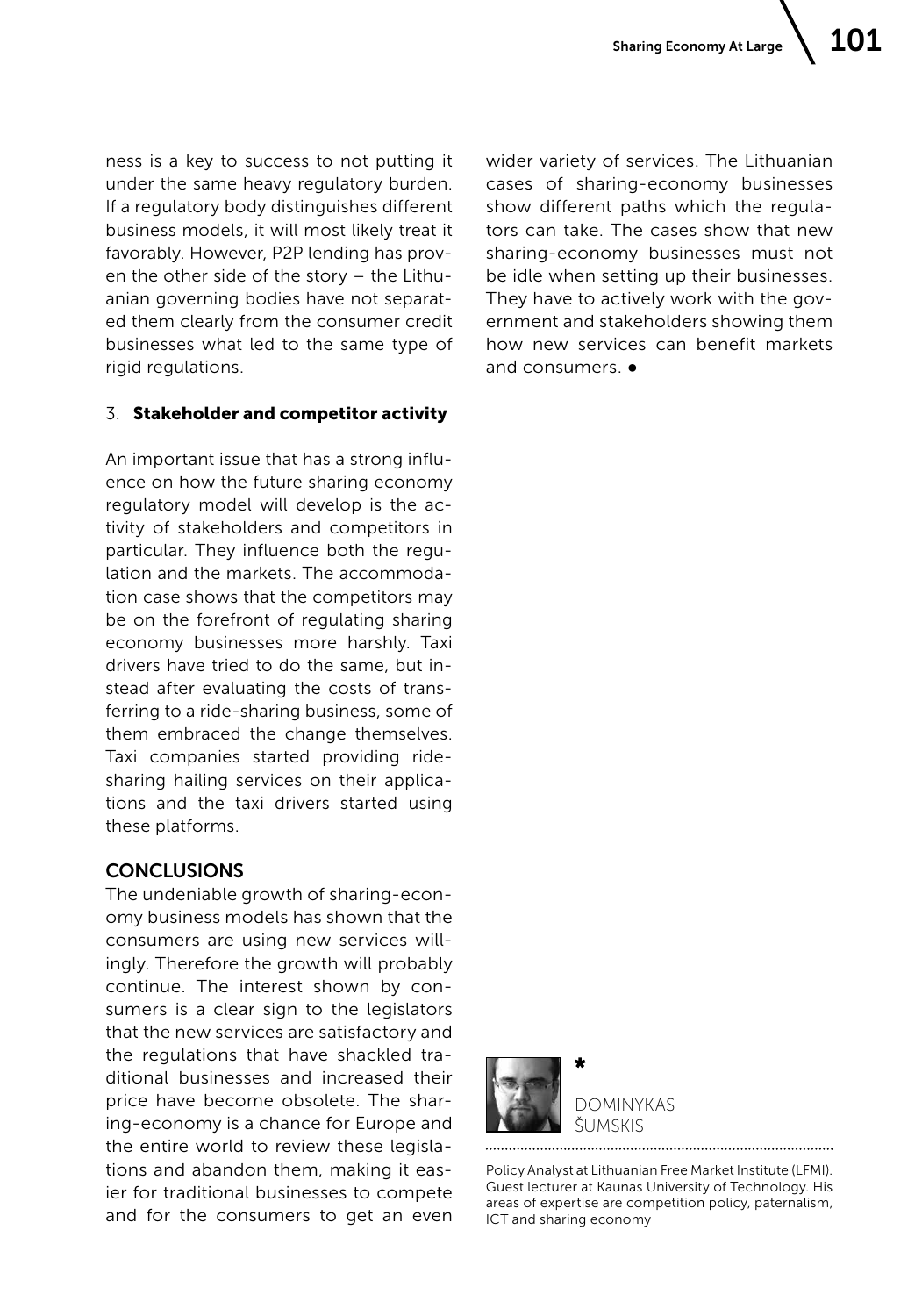ness is a key to success to not putting it under the same heavy regulatory burden. If a regulatory body distinguishes different business models, it will most likely treat it favorably. However, P2P lending has proven the other side of the story – the Lithuanian governing bodies have not separated them clearly from the consumer credit businesses what led to the same type of rigid regulations.

### 3. **Stakeholder and competitor activity**

An important issue that has a strong influence on how the future sharing economy regulatory model will develop is the activity of stakeholders and competitors in particular. They influence both the regulation and the markets. The accommodation case shows that the competitors may be on the forefront of regulating sharing economy businesses more harshly. Taxi drivers have tried to do the same, but instead after evaluating the costs of transferring to a ride-sharing business, some of them embraced the change themselves. Taxi companies started providing ride-sharing hailing services on their applications and the taxi drivers started using these platforms.

## CONCLUSIONS

The undeniable growth of sharing-economy business models has shown that the consumers are using new services willingly. Therefore the growth will probably continue. The interest shown by consumers is a clear sign to the legislators that the new services are satisfactory and the regulations that have shackled traditional businesses and increased their price have become obsolete. The sharing-economy is a chance for Europe and the entire world to review these legislations and abandon them, making it easier for traditional businesses to compete and for the consumers to get an even wider variety of services. The Lithuanian cases of sharing-economy businesses show different paths which the regulators can take. The cases show that new sharing-economy businesses must not be idle when setting up their businesses. They have to actively work with the government and stakeholders showing them how new services can benefit markets and consumers. ●

*

DOMINYKAS ŠUMSKIS

Policy Analyst at Lithuanian Free Market Institute (LFMI). Guest lecturer at Kaunas University of Technology. His areas of expertise are competition policy, paternalism, ICT and sharing economy